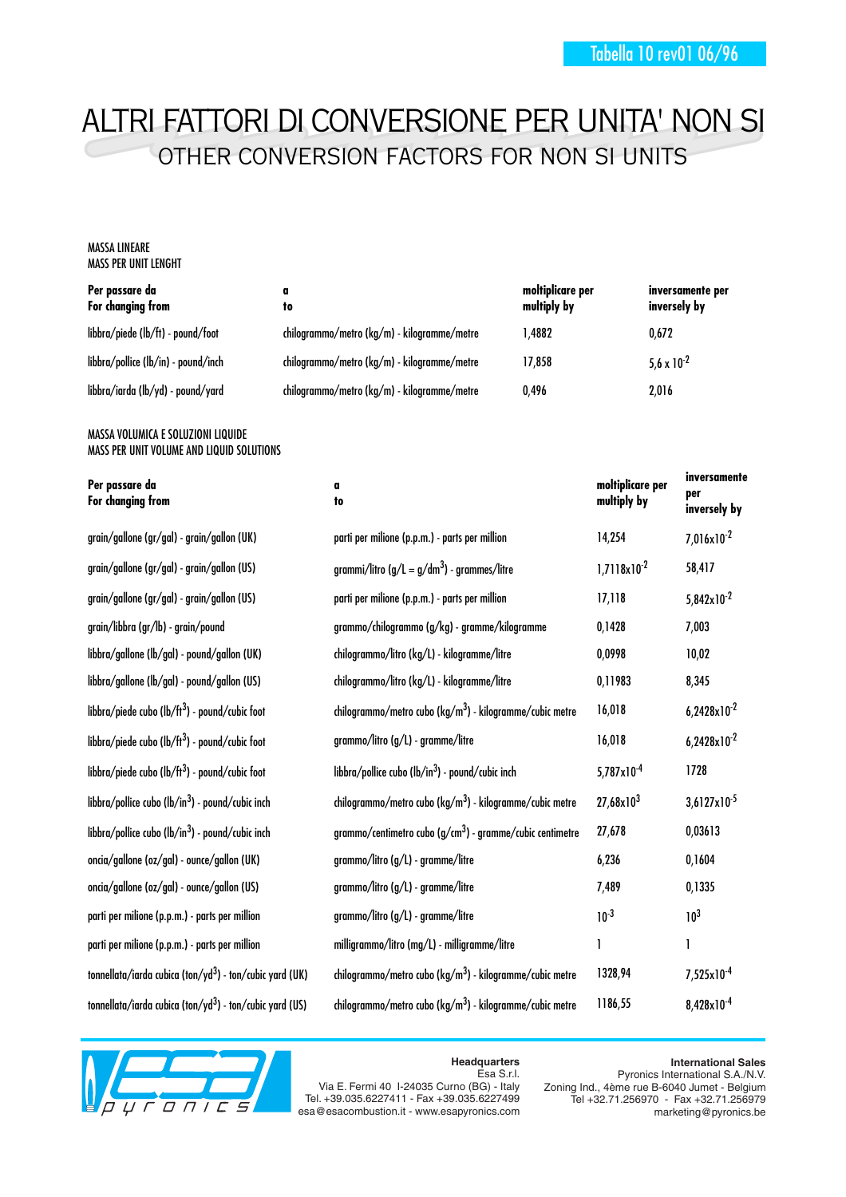Tabella 10 rev01 06/96

# ALTRI FATTORI DI CONVERSIONE PER UNITA' NON SI

## OTHER CONVERSION FACTORS FOR NON SI UNITS

MASSA LINEARE
MASS PER UNIT LENGHT

| Per passare da<br>For changing from | a<br>to | moltiplicare per<br>multiply by | inversamente per<br>inversely by |
|---|---|---|---|
| libbra/piede (lb/ft) - pound/foot | chilogrammo/metro (kg/m) - kilogramme/metre | 1,4882 | 0,672 |
| libbra/pollice (lb/in) - pound/inch | chilogrammo/metro (kg/m) - kilogramme/metre | 17,858 | $5{,}6 \times 10^{-2}$ |
| libbra/iarda (lb/yd) - pound/yard | chilogrammo/metro (kg/m) - kilogramme/metre | 0,496 | 2,016 |

MASSA VOLUMICA E SOLUZIONI LIQUIDE
MASS PER UNIT VOLUME AND LIQUID SOLUTIONS

| Per passare da<br>For changing from | a<br>to | moltiplicare per<br>multiply by | inversamente per<br>inversely by |
|---|---|---|---|
| grain/gallone (gr/gal) - grain/gallon (UK) | parti per milione (p.p.m.) - parts per million | 14,254 | $7{,}016 \times 10^{-2}$ |
| grain/gallone (gr/gal) - grain/gallon (US) | grammi/litro (g/L = g/dm$^3$) - grammes/litre | $1{,}7118 \times 10^{-2}$ | 58,417 |
| grain/gallone (gr/gal) - grain/gallon (US) | parti per milione (p.p.m.) - parts per million | 17,118 | $5{,}842 \times 10^{-2}$ |
| grain/libbra (gr/lb) - grain/pound | grammo/chilogrammo (g/kg) - gramme/kilogramme | 0,1428 | 7,003 |
| libbra/gallone (lb/gal) - pound/gallon (UK) | chilogrammo/litro (kg/L) - kilogramme/litre | 0,0998 | 10,02 |
| libbra/gallone (lb/gal) - pound/gallon (US) | chilogrammo/litro (kg/L) - kilogramme/litre | 0,11983 | 8,345 |
| libbra/piede cubo (lb/ft$^3$) - pound/cubic foot | chilogrammo/metro cubo (kg/m$^3$) - kilogramme/cubic metre | 16,018 | $6{,}2428 \times 10^{-2}$ |
| libbra/piede cubo (lb/ft$^3$) - pound/cubic foot | grammo/litro (g/L) - gramme/litre | 16,018 | $6{,}2428 \times 10^{-2}$ |
| libbra/piede cubo (lb/ft$^3$) - pound/cubic foot | libbra/pollice cubo (lb/in$^3$) - pound/cubic inch | $5{,}787 \times 10^{-4}$ | 1728 |
| libbra/pollice cubo (lb/in$^3$) - pound/cubic inch | chilogrammo/metro cubo (kg/m$^3$) - kilogramme/cubic metre | $27{,}68 \times 10^{3}$ | $3{,}6127 \times 10^{-5}$ |
| libbra/pollice cubo (lb/in$^3$) - pound/cubic inch | grammo/centimetro cubo (g/cm$^3$) - gramme/cubic centimetre | 27,678 | 0,03613 |
| oncia/gallone (oz/gal) - ounce/gallon (UK) | grammo/litro (g/L) - gramme/litre | 6,236 | 0,1604 |
| oncia/gallone (oz/gal) - ounce/gallon (US) | grammo/litro (g/L) - gramme/litre | 7,489 | 0,1335 |
| parti per milione (p.p.m.) - parts per million | grammo/litro (g/L) - gramme/litre | $10^{-3}$ | $10^{3}$ |
| parti per milione (p.p.m.) - parts per million | milligrammo/litro (mg/L) - milligramme/litre | 1 | 1 |
| tonnellata/iarda cubica (ton/yd$^3$) - ton/cubic yard (UK) | chilogrammo/metro cubo (kg/m$^3$) - kilogramme/cubic metre | 1328,94 | $7{,}525 \times 10^{-4}$ |
| tonnellata/iarda cubica (ton/yd$^3$) - ton/cubic yard (US) | chilogrammo/metro cubo (kg/m$^3$) - kilogramme/cubic metre | 1186,55 | $8{,}428 \times 10^{-4}$ |

**Headquarters**
Esa S.r.l.
Via E. Fermi 40 I-24035 Curno (BG) - Italy
Tel. +39.035.6227411 - Fax +39.035.6227499
esa@esacombustion.it - www.esapyronics.com

**International Sales**
Pyronics International S.A./N.V.
Zoning Ind., 4ème rue B-6040 Jumet - Belgium
Tel +32.71.256970 - Fax +32.71.256979
marketing@pyronics.be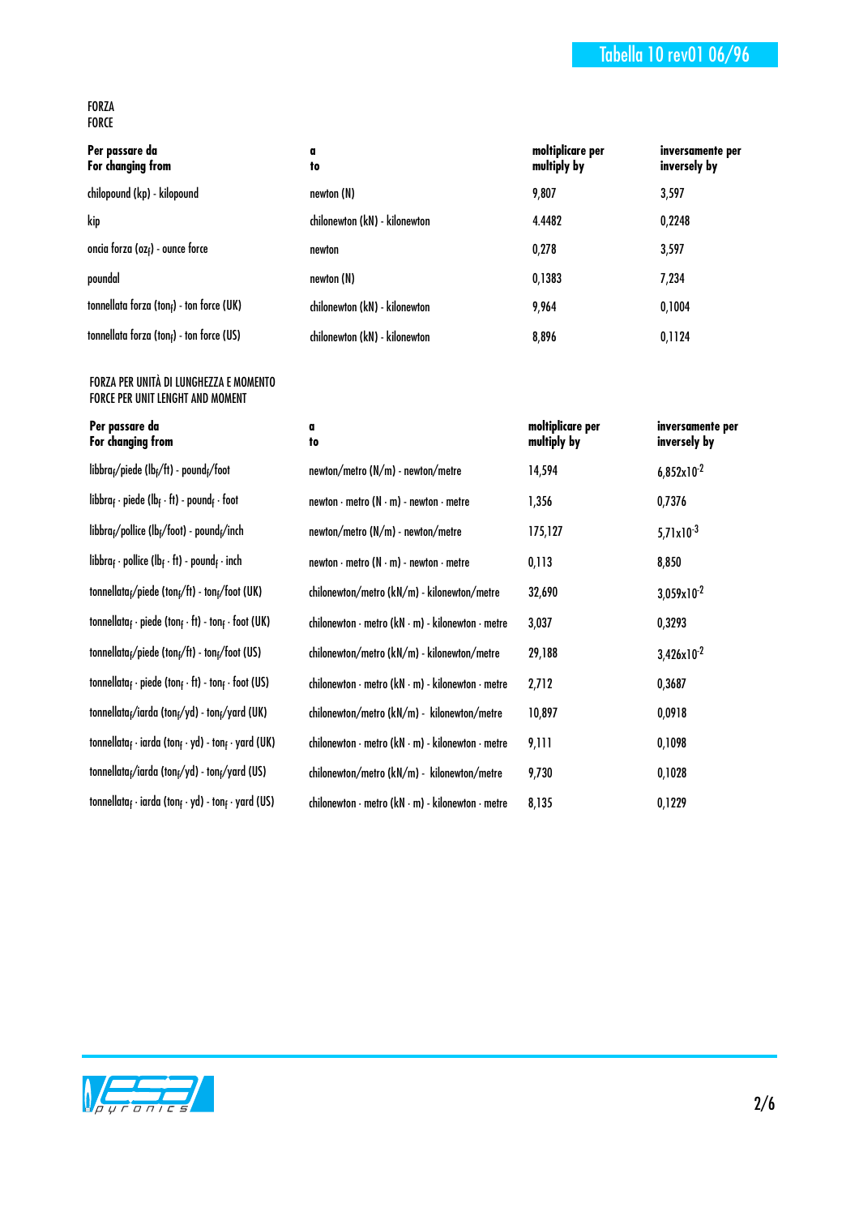FORZA
FORCE

| Per passare da<br>For changing from | a<br>to | moltiplicare per<br>multiply by | inversamente per<br>inversely by |
|---|---|---|---|
| chilopound (kp) - kilopound | newton (N) | 9,807 | 3,597 |
| kip | chilonewton (kN) - kilonewton | 4.4482 | 0,2248 |
| oncia forza ($oz_f$) - ounce force | newton | 0,278 | 3,597 |
| poundal | newton (N) | 0,1383 | 7,234 |
| tonnellata forza ($ton_f$) - ton force (UK) | chilonewton (kN) - kilonewton | 9,964 | 0,1004 |
| tonnellata forza ($ton_f$) - ton force (US) | chilonewton (kN) - kilonewton | 8,896 | 0,1124 |

FORZA PER UNITÀ DI LUNGHEZZA E MOMENTO
FORCE PER UNIT LENGHT AND MOMENT

| Per passare da<br>For changing from | a<br>to | moltiplicare per<br>multiply by | inversamente per<br>inversely by |
|---|---|---|---|
| $libbra_f$/piede ($lb_f$/ft) - $pound_f$/foot | newton/metro (N/m) - newton/metre | 14,594 | $6{,}852 \times 10^{-2}$ |
| $libbra_f$ · piede ($lb_f$ · ft) - $pound_f$ · foot | newton · metro (N · m) - newton · metre | 1,356 | 0,7376 |
| $libbra_f$/pollice ($lb_f$/foot) - $pound_f$/inch | newton/metro (N/m) - newton/metre | 175,127 | $5{,}71 \times 10^{-3}$ |
| $libbra_f$ · pollice ($lb_f$ · ft) - $pound_f$ · inch | newton · metro (N · m) - newton · metre | 0,113 | 8,850 |
| $tonnellata_f$/piede ($ton_f$/ft) - $ton_f$/foot (UK) | chilonewton/metro (kN/m) - kilonewton/metre | 32,690 | $3{,}059 \times 10^{-2}$ |
| $tonnellata_f$ · piede ($ton_f$ · ft) - $ton_f$ · foot (UK) | chilonewton · metro (kN · m) - kilonewton · metre | 3,037 | 0,3293 |
| $tonnellata_f$/piede ($ton_f$/ft) - $ton_f$/foot (US) | chilonewton/metro (kN/m) - kilonewton/metre | 29,188 | $3{,}426 \times 10^{-2}$ |
| $tonnellata_f$ · piede ($ton_f$ · ft) - $ton_f$ · foot (US) | chilonewton · metro (kN · m) - kilonewton · metre | 2,712 | 0,3687 |
| $tonnellata_f$/iarda ($ton_f$/yd) - $ton_f$/yard (UK) | chilonewton/metro (kN/m) - kilonewton/metre | 10,897 | 0,0918 |
| $tonnellata_f$ · iarda ($ton_f$ · yd) - $ton_f$ · yard (UK) | chilonewton · metro (kN · m) - kilonewton · metre | 9,111 | 0,1098 |
| $tonnellata_f$/iarda ($ton_f$/yd) - $ton_f$/yard (US) | chilonewton/metro (kN/m) - kilonewton/metre | 9,730 | 0,1028 |
| $tonnellata_f$ · iarda ($ton_f$ · yd) - $ton_f$ · yard (US) | chilonewton · metro (kN · m) - kilonewton · metre | 8,135 | 0,1229 |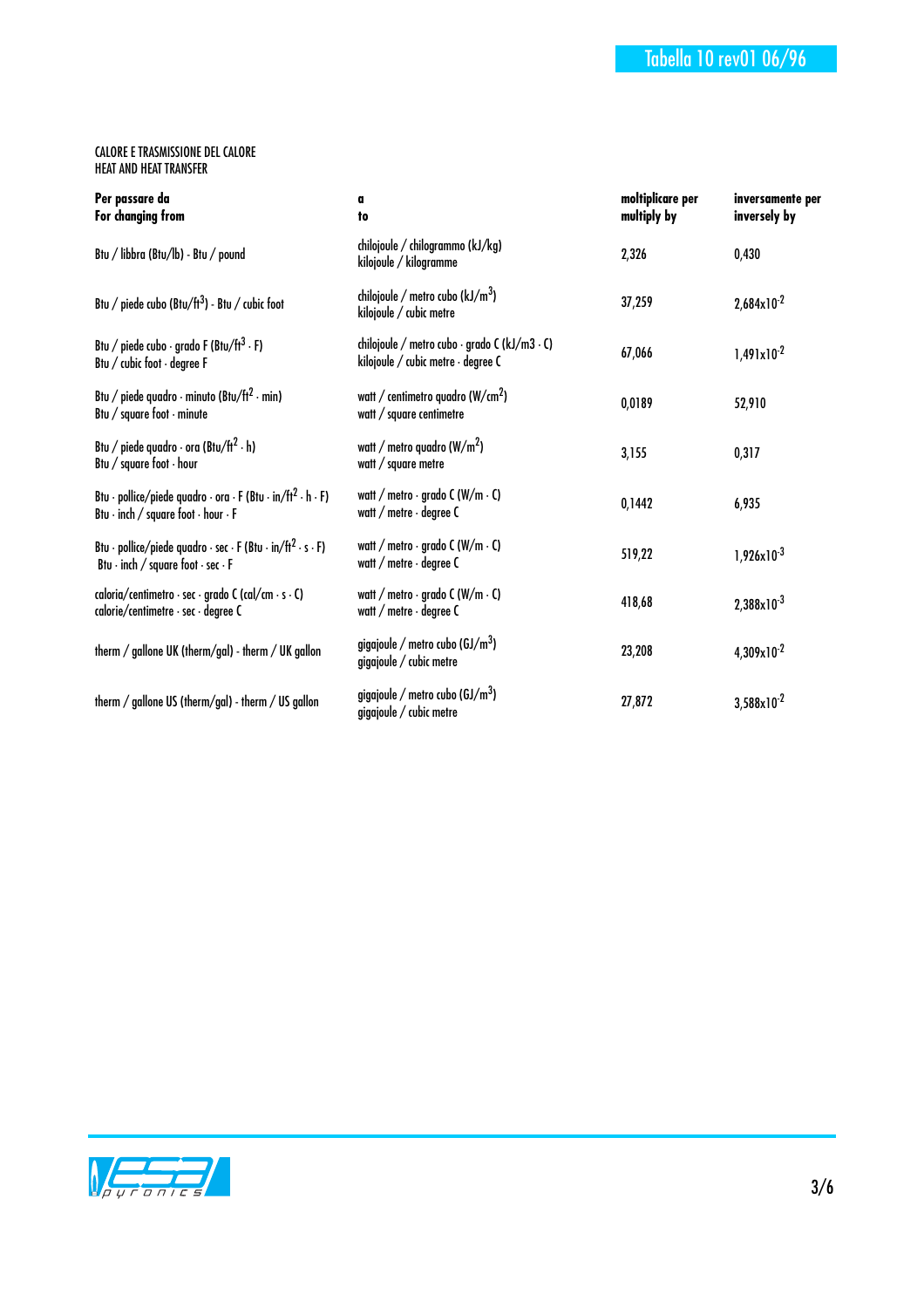CALORE E TRASMISSIONE DEL CALORE
HEAT AND HEAT TRANSFER

| **Per passare da** **For changing from** | **a** **to** | **moltiplicare per** **multiply by** | **inversamente per** **inversely by** |
|---|---|---|---|
| Btu / libbra (Btu/lb) - Btu / pound | chilojoule / chilogrammo (kJ/kg) kilojoule / kilogramme | 2,326 | 0,430 |
| Btu / piede cubo (Btu/ft$^3$) - Btu / cubic foot | chilojoule / metro cubo (kJ/m$^3$) kilojoule / cubic metre | 37,259 | 2,684x10$^{-2}$ |
| Btu / piede cubo · grado F (Btu/ft$^3$ · F) Btu / cubic foot · degree F | chilojoule / metro cubo · grado C (kJ/m3 · C) kilojoule / cubic metre · degree C | 67,066 | 1,491x10$^{-2}$ |
| Btu / piede quadro · minuto (Btu/ft$^2$ · min) Btu / square foot · minute | watt / centimetro quadro (W/cm$^2$) watt / square centimetre | 0,0189 | 52,910 |
| Btu / piede quadro · ora (Btu/ft$^2$ · h) Btu / square foot · hour | watt / metro quadro (W/m$^2$) watt / square metre | 3,155 | 0,317 |
| Btu · pollice/piede quadro · ora · F (Btu · in/ft$^2$ · h · F) Btu · inch / square foot · hour · F | watt / metro · grado C (W/m · C) watt / metre · degree C | 0,1442 | 6,935 |
| Btu · pollice/piede quadro · sec · F (Btu · in/ft$^2$ · s · F) Btu · inch / square foot · sec · F | watt / metro · grado C (W/m · C) watt / metre · degree C | 519,22 | 1,926x10$^{-3}$ |
| caloria/centimetro · sec · grado C (cal/cm · s · C) calorie/centimetre · sec · degree C | watt / metro · grado C (W/m · C) watt / metre · degree C | 418,68 | 2,388x10$^{-3}$ |
| therm / gallone UK (therm/gal) - therm / UK gallon | gigajoule / metro cubo (GJ/m$^3$) gigajoule / cubic metre | 23,208 | 4,309x10$^{-2}$ |
| therm / gallone US (therm/gal) - therm / US gallon | gigajoule / metro cubo (GJ/m$^3$) gigajoule / cubic metre | 27,872 | 3,588x10$^{-2}$ |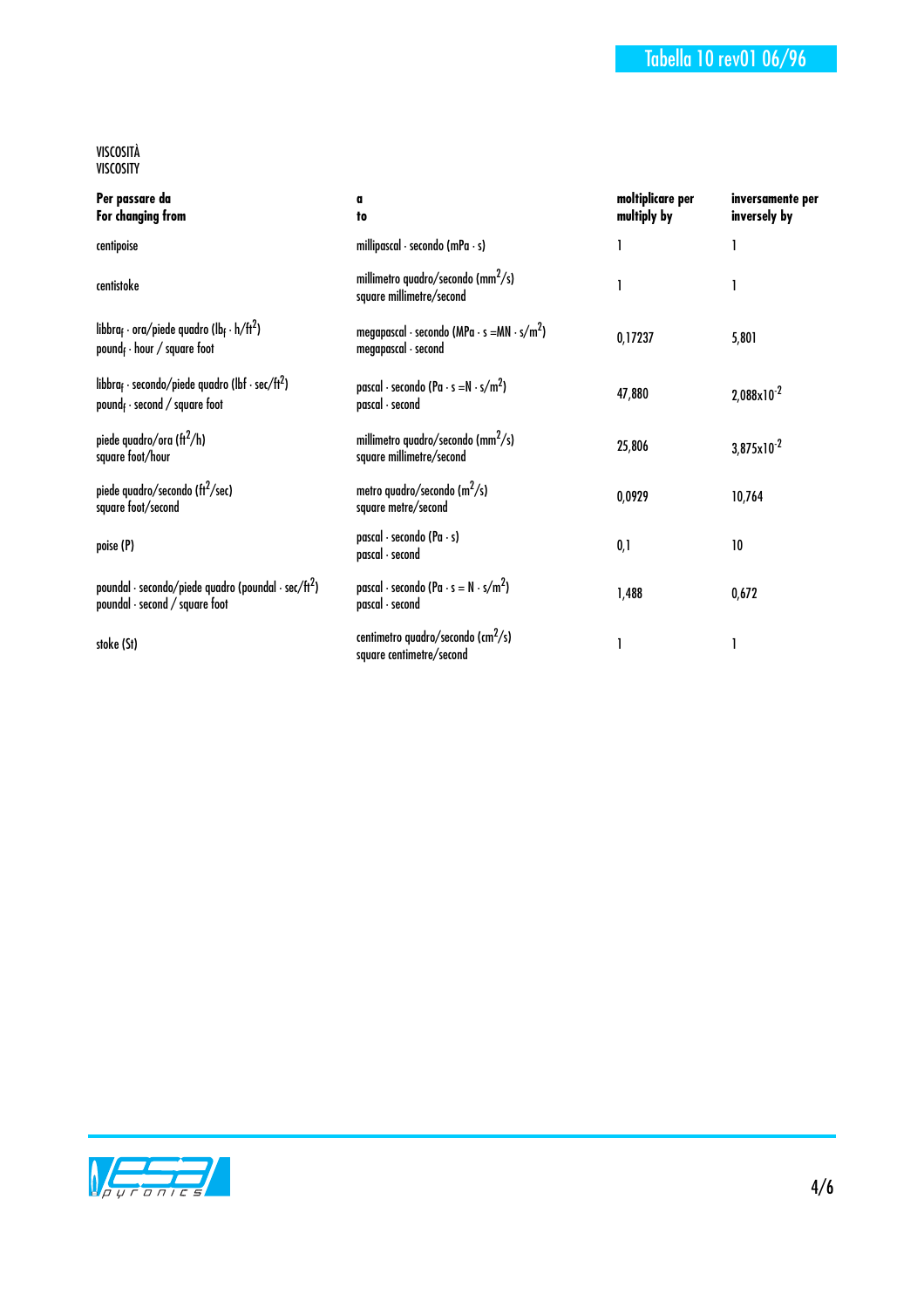VISCOSITÀ
VISCOSITY

| Per passare da<br>For changing from | a<br>to | moltiplicare per<br>multiply by | inversamente per<br>inversely by |
|---|---|---|---|
| centipoise | millipascal · secondo (mPa · s) | 1 | 1 |
| centistoke | millimetro quadro/secondo ($mm^2/s$)<br>square millimetre/second | 1 | 1 |
| libbra$_f$ · ora/piede quadro ($lb_f \cdot h/ft^2$)<br>pound$_f$ · hour / square foot | megapascal · secondo ($MPa \cdot s = MN \cdot s/m^2$)<br>megapascal · second | 0,17237 | 5,801 |
| libbra$_f$ · secondo/piede quadro ($lbf \cdot sec/ft^2$)<br>pound$_f$ · second / square foot | pascal · secondo ($Pa \cdot s = N \cdot s/m^2$)<br>pascal · second | 47,880 | $2{,}088 \times 10^{-2}$ |
| piede quadro/ora ($ft^2/h$)<br>square foot/hour | millimetro quadro/secondo ($mm^2/s$)<br>square millimetre/second | 25,806 | $3{,}875 \times 10^{-2}$ |
| piede quadro/secondo ($ft^2/sec$)<br>square foot/second | metro quadro/secondo ($m^2/s$)<br>square metre/second | 0,0929 | 10,764 |
| poise (P) | pascal · secondo (Pa · s)<br>pascal · second | 0,1 | 10 |
| poundal · secondo/piede quadro (poundal · $sec/ft^2$)<br>poundal · second / square foot | pascal · secondo ($Pa \cdot s = N \cdot s/m^2$)<br>pascal · second | 1,488 | 0,672 |
| stoke (St) | centimetro quadro/secondo ($cm^2/s$)<br>square centimetre/second | 1 | 1 |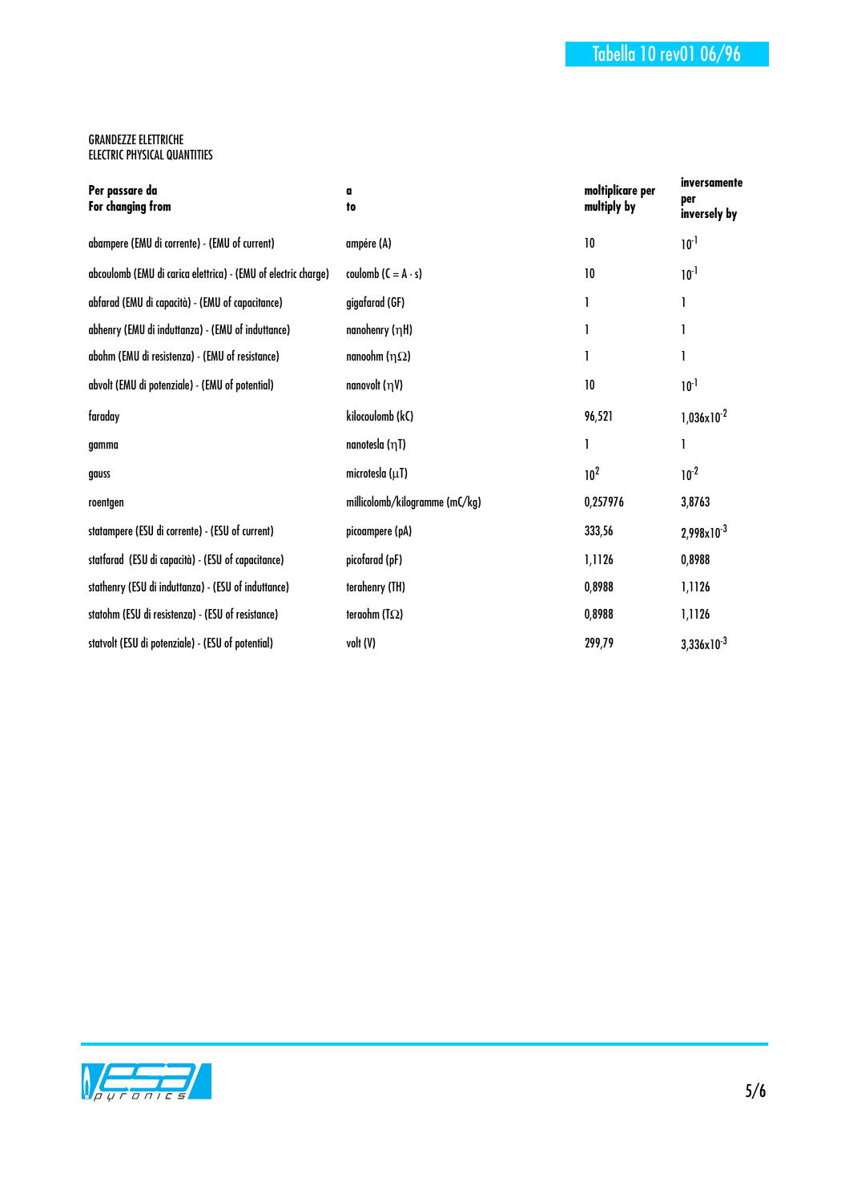GRANDEZZE ELETTRICHE
ELECTRIC PHYSICAL QUANTITIES

| **Per passare da**<br>**For changing from** | **a**<br>**to** | **moltiplicare per**<br>**multiply by** | **inversamente per**<br>**inversely by** |
|---|---|---|---|
| abampere (EMU di corrente) - (EMU of current) | ampére (A) | 10 | $10^{-1}$ |
| abcoulomb (EMU di carica elettrica) - (EMU of electric charge) | coulomb (C = A · s) | 10 | $10^{-1}$ |
| abfarad (EMU di capacità) - (EMU of capacitance) | gigafarad (GF) | 1 | 1 |
| abhenry (EMU di induttanza) - (EMU of inductance) | nanohenry (ηH) | 1 | 1 |
| abohm (EMU di resistenza) - (EMU of resistance) | nanoohm (ηΩ) | 1 | 1 |
| abvolt (EMU di potenziale) - (EMU of potential) | nanovolt (ηV) | 10 | $10^{-1}$ |
| faraday | kilocoulomb (kC) | 96,521 | $1{,}036 \times 10^{-2}$ |
| gamma | nanotesla (ηT) | 1 | 1 |
| gauss | microtesla (μT) | $10^{2}$ | $10^{-2}$ |
| roentgen | millicolomb/kilogramme (mC/kg) | 0,257976 | 3,8763 |
| statampere (ESU di corrente) - (ESU of current) | picoampere (pA) | 333,56 | $2{,}998 \times 10^{-3}$ |
| statfarad (ESU di capacità) - (ESU of capacitance) | picofarad (pF) | 1,1126 | 0,8988 |
| stathenry (ESU di induttanza) - (ESU of inductance) | terahenry (TH) | 0,8988 | 1,1126 |
| statohm (ESU di resistenza) - (ESU of resistance) | teraohm (TΩ) | 0,8988 | 1,1126 |
| statvolt (ESU di potenziale) - (ESU of potential) | volt (V) | 299,79 | $3{,}336 \times 10^{-3}$ |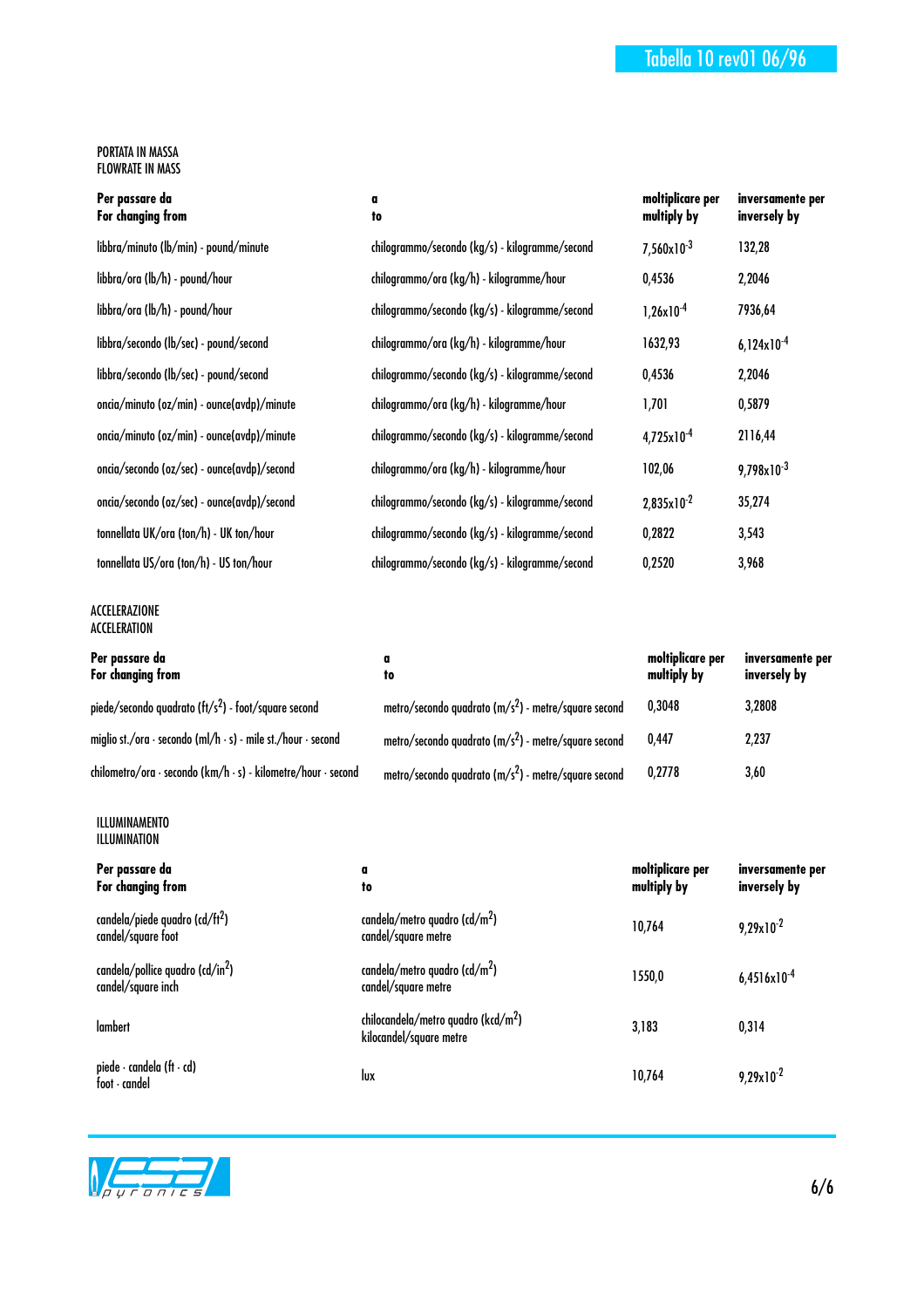PORTATA IN MASSA
FLOWRATE IN MASS

| **Per passare da**<br>**For changing from** | **a**<br>**to** | **moltiplicare per**<br>**multiply by** | **inversamente per**<br>**inversely by** |
|---|---|---|---|
| libbra/minuto (lb/min) - pound/minute | chilogrammo/secondo (kg/s) - kilogramme/second | $7{,}560 \times 10^{-3}$ | 132,28 |
| libbra/ora (lb/h) - pound/hour | chilogrammo/ora (kg/h) - kilogramme/hour | 0,4536 | 2,2046 |
| libbra/ora (lb/h) - pound/hour | chilogrammo/secondo (kg/s) - kilogramme/second | $1{,}26 \times 10^{-4}$ | 7936,64 |
| libbra/secondo (lb/sec) - pound/second | chilogrammo/ora (kg/h) - kilogramme/hour | 1632,93 | $6{,}124 \times 10^{-4}$ |
| libbra/secondo (lb/sec) - pound/second | chilogrammo/secondo (kg/s) - kilogramme/second | 0,4536 | 2,2046 |
| oncia/minuto (oz/min) - ounce(avdp)/minute | chilogrammo/ora (kg/h) - kilogramme/hour | 1,701 | 0,5879 |
| oncia/minuto (oz/min) - ounce(avdp)/minute | chilogrammo/secondo (kg/s) - kilogramme/second | $4{,}725 \times 10^{-4}$ | 2116,44 |
| oncia/secondo (oz/sec) - ounce(avdp)/second | chilogrammo/ora (kg/h) - kilogramme/hour | 102,06 | $9{,}798 \times 10^{-3}$ |
| oncia/secondo (oz/sec) - ounce(avdp)/second | chilogrammo/secondo (kg/s) - kilogramme/second | $2{,}835 \times 10^{-2}$ | 35,274 |
| tonnellata UK/ora (ton/h) - UK ton/hour | chilogrammo/secondo (kg/s) - kilogramme/second | 0,2822 | 3,543 |
| tonnellata US/ora (ton/h) - US ton/hour | chilogrammo/secondo (kg/s) - kilogramme/second | 0,2520 | 3,968 |

ACCELERAZIONE
ACCELERATION

| **Per passare da**<br>**For changing from** | **a**<br>**to** | **moltiplicare per**<br>**multiply by** | **inversamente per**<br>**inversely by** |
|---|---|---|---|
| piede/secondo quadrato ($ft/s^2$) - foot/square second | metro/secondo quadrato ($m/s^2$) - metre/square second | 0,3048 | 3,2808 |
| miglio st./ora · secondo (ml/h · s) - mile st./hour · second | metro/secondo quadrato ($m/s^2$) - metre/square second | 0,447 | 2,237 |
| chilometro/ora · secondo (km/h · s) - kilometre/hour · second | metro/secondo quadrato ($m/s^2$) - metre/square second | 0,2778 | 3,60 |

ILLUMINAMENTO
ILLUMINATION

| **Per passare da**<br>**For changing from** | **a**<br>**to** | **moltiplicare per**<br>**multiply by** | **inversamente per**<br>**inversely by** |
|---|---|---|---|
| candela/piede quadro ($cd/ft^2$)<br>candel/square foot | candela/metro quadro ($cd/m^2$)<br>candel/square metre | 10,764 | $9{,}29 \times 10^{-2}$ |
| candela/pollice quadro ($cd/in^2$)<br>candel/square inch | candela/metro quadro ($cd/m^2$)<br>candel/square metre | 1550,0 | $6{,}4516 \times 10^{-4}$ |
| lambert | chilocandela/metro quadro ($kcd/m^2$)<br>kilocandel/square metre | 3,183 | 0,314 |
| piede · candela (ft · cd)<br>foot · candel | lux | 10,764 | $9{,}29 \times 10^{-2}$ |